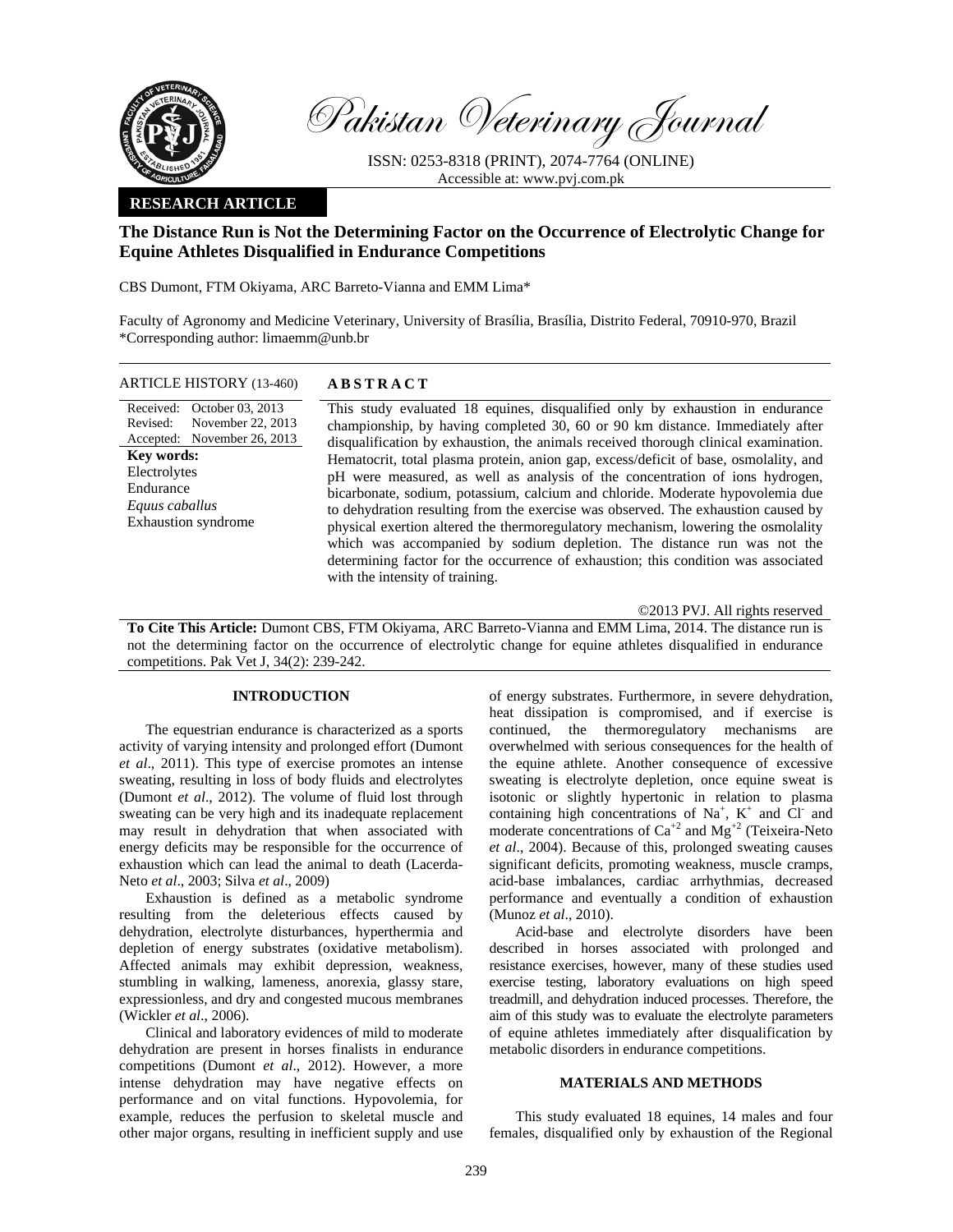Pakistan Veterinary Journal

ISSN: 0253-8318 (PRINT), 2074-7764 (ONLINE)
Accessible at: www.pvj.com.pk

**RESEARCH ARTICLE**

# The Distance Run is Not the Determining Factor on the Occurrence of Electrolytic Change for Equine Athletes Disqualified in Endurance Competitions

CBS Dumont, FTM Okiyama, ARC Barreto-Vianna and EMM Lima*

Faculty of Agronomy and Medicine Veterinary, University of Brasília, Brasília, Distrito Federal, 70910-970, Brazil
*Corresponding author: limaemm@unb.br

**ARTICLE HISTORY** (13-460)

Received: October 03, 2013
Revised: November 22, 2013
Accepted: November 26, 2013

**Key words:**
Electrolytes
Endurance
*Equus caballus*
Exhaustion syndrome

## ABSTRACT

This study evaluated 18 equines, disqualified only by exhaustion in endurance championship, by having completed 30, 60 or 90 km distance. Immediately after disqualification by exhaustion, the animals received thorough clinical examination. Hematocrit, total plasma protein, anion gap, excess/deficit of base, osmolality, and pH were measured, as well as analysis of the concentration of ions hydrogen, bicarbonate, sodium, potassium, calcium and chloride. Moderate hypovolemia due to dehydration resulting from the exercise was observed. The exhaustion caused by physical exertion altered the thermoregulatory mechanism, lowering the osmolality which was accompanied by sodium depletion. The distance run was not the determining factor for the occurrence of exhaustion; this condition was associated with the intensity of training.

©2013 PVJ. All rights reserved

**To Cite This Article:** Dumont CBS, FTM Okiyama, ARC Barreto-Vianna and EMM Lima, 2014. The distance run is not the determining factor on the occurrence of electrolytic change for equine athletes disqualified in endurance competitions. Pak Vet J, 34(2): 239-242.

## INTRODUCTION

The equestrian endurance is characterized as a sports activity of varying intensity and prolonged effort (Dumont *et al*., 2011). This type of exercise promotes an intense sweating, resulting in loss of body fluids and electrolytes (Dumont *et al*., 2012). The volume of fluid lost through sweating can be very high and its inadequate replacement may result in dehydration that when associated with energy deficits may be responsible for the occurrence of exhaustion which can lead the animal to death (Lacerda-Neto *et al*., 2003; Silva *et al*., 2009)

Exhaustion is defined as a metabolic syndrome resulting from the deleterious effects caused by dehydration, electrolyte disturbances, hyperthermia and depletion of energy substrates (oxidative metabolism). Affected animals may exhibit depression, weakness, stumbling in walking, lameness, anorexia, glassy stare, expressionless, and dry and congested mucous membranes (Wickler *et al*., 2006).

Clinical and laboratory evidences of mild to moderate dehydration are present in horses finalists in endurance competitions (Dumont *et al*., 2012). However, a more intense dehydration may have negative effects on performance and on vital functions. Hypovolemia, for example, reduces the perfusion to skeletal muscle and other major organs, resulting in inefficient supply and use of energy substrates. Furthermore, in severe dehydration, heat dissipation is compromised, and if exercise is continued, the thermoregulatory mechanisms are overwhelmed with serious consequences for the health of the equine athlete. Another consequence of excessive sweating is electrolyte depletion, once equine sweat is isotonic or slightly hypertonic in relation to plasma containing high concentrations of $Na^+$, $K^+$ and $Cl^-$ and moderate concentrations of $Ca^{+2}$ and $Mg^{+2}$ (Teixeira-Neto *et al*., 2004). Because of this, prolonged sweating causes significant deficits, promoting weakness, muscle cramps, acid-base imbalances, cardiac arrhythmias, decreased performance and eventually a condition of exhaustion (Munoz *et al*., 2010).

Acid-base and electrolyte disorders have been described in horses associated with prolonged and resistance exercises, however, many of these studies used exercise testing, laboratory evaluations on high speed treadmill, and dehydration induced processes. Therefore, the aim of this study was to evaluate the electrolyte parameters of equine athletes immediately after disqualification by metabolic disorders in endurance competitions.

## MATERIALS AND METHODS

This study evaluated 18 equines, 14 males and four females, disqualified only by exhaustion of the Regional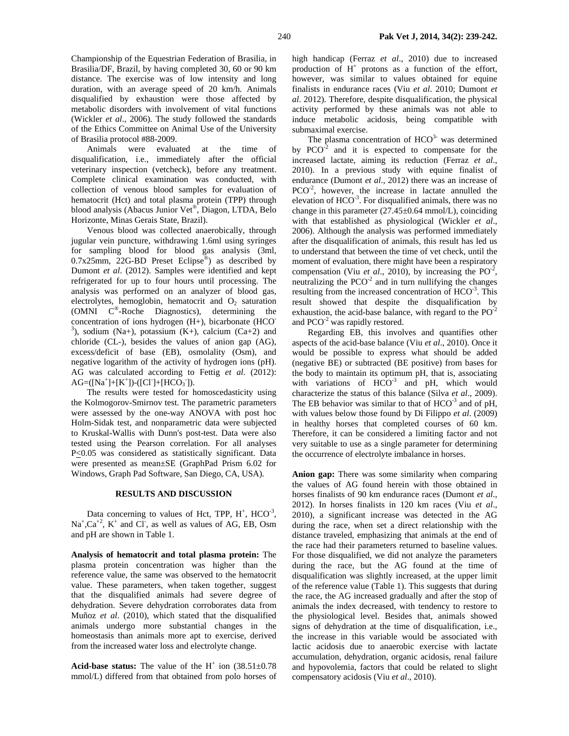Championship of the Equestrian Federation of Brasilia, in Brasilia/DF, Brazil, by having completed 30, 60 or 90 km distance. The exercise was of low intensity and long duration, with an average speed of 20 km/h. Animals disqualified by exhaustion were those affected by metabolic disorders with involvement of vital functions (Wickler *et al*., 2006). The study followed the standards of the Ethics Committee on Animal Use of the University of Brasilia protocol #88-2009.

Animals were evaluated at the time of disqualification, i.e., immediately after the official veterinary inspection (vetcheck), before any treatment. Complete clinical examination was conducted, with collection of venous blood samples for evaluation of hematocrit (Hct) and total plasma protein (TPP) through blood analysis (Abacus Junior Vet®, Diagon, LTDA, Belo Horizonte, Minas Gerais State, Brazil).

Venous blood was collected anaerobically, through jugular vein puncture, withdrawing 1.6ml using syringes for sampling blood for blood gas analysis (3ml, 0.7x25mm, 22G-BD Preset Eclipse®) as described by Dumont *et al*. (2012). Samples were identified and kept refrigerated for up to four hours until processing. The analysis was performed on an analyzer of blood gas, electrolytes, hemoglobin, hematocrit and $O_2$ saturation (OMNI C®-Roche Diagnostics), determining the concentration of ions hydrogen (H+), bicarbonate ($HCO^{-3}$), sodium (Na+), potassium (K+), calcium (Ca+2) and chloride (CL-), besides the values of anion gap (AG), excess/deficit of base (EB), osmolality (Osm), and negative logarithm of the activity of hydrogen ions (pH). AG was calculated according to Fettig *et al*. (2012): $AG=([Na^+]+[K^+])-([Cl^-]+[HCO_3^-])$.

The results were tested for homoscedasticity using the Kolmogorov-Smirnov test. The parametric parameters were assessed by the one-way ANOVA with post hoc Holm-Sidak test, and nonparametric data were subjected to Kruskal-Wallis with Dunn's post-test. Data were also tested using the Pearson correlation. For all analyses $P\leq 0.05$ was considered as statistically significant. Data were presented as mean±SE (GraphPad Prism 6.02 for Windows, Graph Pad Software, San Diego, CA, USA).

## RESULTS AND DISCUSSION

Data concerning to values of Hct, TPP, $H^+$, $HCO^{-3}$, $Na^+$, $Ca^{+2}$, $K^+$ and $Cl^-$, as well as values of AG, EB, Osm and pH are shown in Table 1.

**Analysis of hematocrit and total plasma protein:** The plasma protein concentration was higher than the reference value, the same was observed to the hematocrit value. These parameters, when taken together, suggest that the disqualified animals had severe degree of dehydration. Severe dehydration corroborates data from Muñoz *et al*. (2010), which stated that the disqualified animals undergo more substantial changes in the homeostasis than animals more apt to exercise, derived from the increased water loss and electrolyte change.

**Acid-base status:** The value of the $H^+$ ion (38.51±0.78 mmol/L) differed from that obtained from polo horses of high handicap (Ferraz *et al*., 2010) due to increased production of $H^+$ protons as a function of the effort, however, was similar to values obtained for equine finalists in endurance races (Viu *et al*. 2010; Dumont *et al*. 2012). Therefore, despite disqualification, the physical activity performed by these animals was not able to induce metabolic acidosis, being compatible with submaximal exercise.

The plasma concentration of $HCO^{3-}$ was determined by $PCO^{-2}$ and it is expected to compensate for the increased lactate, aiming its reduction (Ferraz *et al*., 2010). In a previous study with equine finalist of endurance (Dumont *et al*., 2012) there was an increase of $PCO^{-2}$, however, the increase in lactate annulled the elevation of $HCO^{-3}$. For disqualified animals, there was no change in this parameter (27.45±0.64 mmol/L), coinciding with that established as physiological (Wickler *et al*., 2006). Although the analysis was performed immediately after the disqualification of animals, this result has led us to understand that between the time of vet check, until the moment of evaluation, there might have been a respiratory compensation (Viu *et al*., 2010), by increasing the $PO^{-2}$, neutralizing the $PCO^{-2}$ and in turn nullifying the changes resulting from the increased concentration of $HCO^{-3}$. This result showed that despite the disqualification by exhaustion, the acid-base balance, with regard to the $PO^{-2}$ and $PCO^{-2}$ was rapidly restored.

Regarding EB, this involves and quantifies other aspects of the acid-base balance (Viu *et al*., 2010). Once it would be possible to express what should be added (negative BE) or subtracted (BE positive) from bases for the body to maintain its optimum pH, that is, associating with variations of $HCO^{-3}$ and pH, which would characterize the status of this balance (Silva *et al*., 2009). The EB behavior was similar to that of $HCO^{-3}$ and of pH, with values below those found by Di Filippo *et al*. (2009) in healthy horses that completed courses of 60 km. Therefore, it can be considered a limiting factor and not very suitable to use as a single parameter for determining the occurrence of electrolyte imbalance in horses.

**Anion gap:** There was some similarity when comparing the values of AG found herein with those obtained in horses finalists of 90 km endurance races (Dumont *et al*., 2012). In horses finalists in 120 km races (Viu *et al*., 2010), a significant increase was detected in the AG during the race, when set a direct relationship with the distance traveled, emphasizing that animals at the end of the race had their parameters returned to baseline values. For those disqualified, we did not analyze the parameters during the race, but the AG found at the time of disqualification was slightly increased, at the upper limit of the reference value (Table 1). This suggests that during the race, the AG increased gradually and after the stop of animals the index decreased, with tendency to restore to the physiological level. Besides that, animals showed signs of dehydration at the time of disqualification, i.e., the increase in this variable would be associated with lactic acidosis due to anaerobic exercise with lactate accumulation, dehydration, organic acidosis, renal failure and hypovolemia, factors that could be related to slight compensatory acidosis (Viu *et al*., 2010).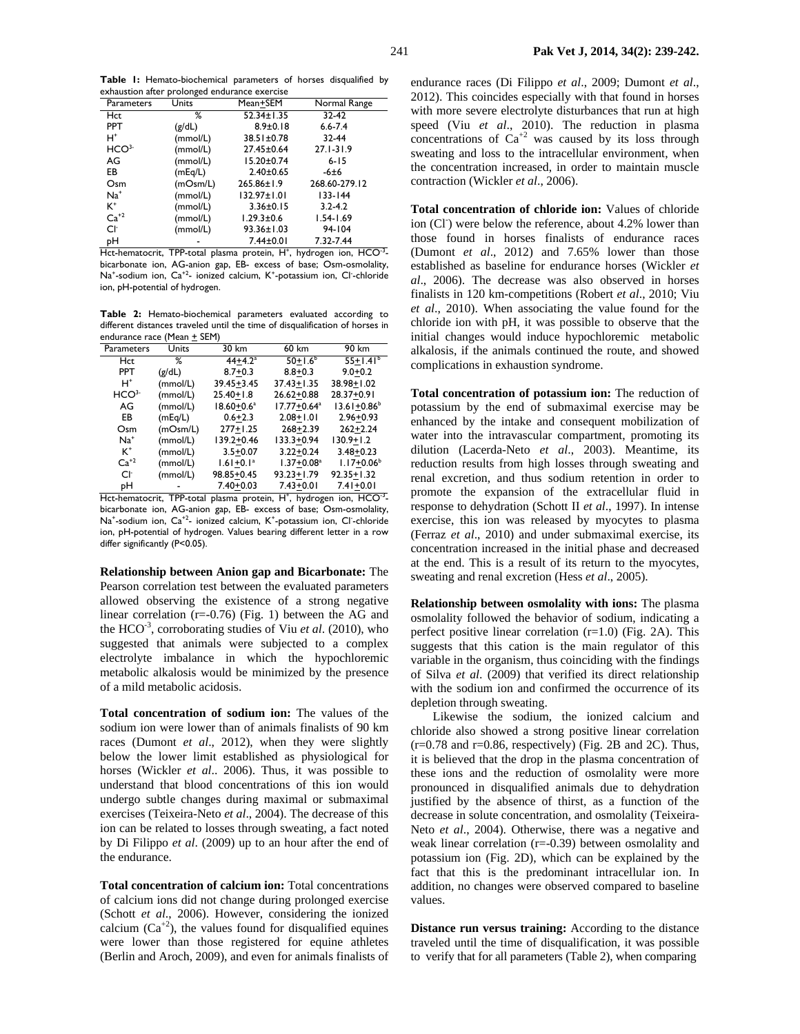**Table 1:** Hemato-biochemical parameters of horses disqualified by exhaustion after prolonged endurance exercise

| Parameters | Units | Mean±SEM | Normal Range |
|---|---|---|---|
| Hct | % | 52.34±1.35 | 32-42 |
| PPT | (g/dL) | 8.9±0.18 | 6.6-7.4 |
| $H^+$ | (mmol/L) | 38.51±0.78 | 32-44 |
| $HCO^{3-}$ | (mmol/L) | 27.45±0.64 | 27.1-31.9 |
| AG | (mmol/L) | 15.20±0.74 | 6-15 |
| EB | (mEq/L) | 2.40±0.65 | -6±6 |
| Osm | (mOsm/L) | 265.86±1.9 | 268.60-279.12 |
| $Na^+$ | (mmol/L) | 132.97±1.01 | 133-144 |
| $K^+$ | (mmol/L) | 3.36±0.15 | 3.2-4.2 |
| $Ca^{+2}$ | (mmol/L) | 1.29.3±0.6 | 1.54-1.69 |
| $Cl^-$ | (mmol/L) | 93.36±1.03 | 94-104 |
| pH | - | 7.44±0.01 | 7.32-7.44 |

Hct-hematocrit, TPP-total plasma protein, $H^+$, hydrogen ion, $HCO^{-3}$-bicarbonate ion, AG-anion gap, EB- excess of base; Osm-osmolality, $Na^+$-sodium ion, $Ca^{+2}$- ionized calcium, $K^+$-potassium ion, $Cl^-$-chloride ion, pH-potential of hydrogen.

**Table 2:** Hemato-biochemical parameters evaluated according to different distances traveled until the time of disqualification of horses in endurance race (Mean ± SEM)

| Parameters | Units | 30 km | 60 km | 90 km |
|---|---|---|---|---|
| Hct | % | 44±4.2[a] | 50±1.6[b] | 55±1.41[b] |
| PPT | (g/dL) | 8.7±0.3 | 8.8±0.3 | 9.0±0.2 |
| $H^+$ | (mmol/L) | 39.45±3.45 | 37.43±1.35 | 38.98±1.02 |
| $HCO^{3-}$ | (mmol/L) | 25.40±1.8 | 26.62±0.88 | 28.37±0.91 |
| AG | (mmol/L) | 18.60±0.6[a] | 17.77±0.64[a] | 13.61±0.86[b] |
| EB | (mEq/L) | 0.6±2.3 | 2.08±1.01 | 2.96±0.93 |
| Osm | (mOsm/L) | 277±1.25 | 268±2.39 | 262±2.24 |
| $Na^+$ | (mmol/L) | 139.2±0.46 | 133.3±0.94 | 130.9±1.2 |
| $K^+$ | (mmol/L) | 3.5±0.07 | 3.22±0.24 | 3.48±0.23 |
| $Ca^{+2}$ | (mmol/L) | 1.61±0.1[a] | 1.37±0.08[a] | 1.17±0.06[b] |
| $Cl^-$ | (mmol/L) | 98.85±0.45 | 93.23±1.79 | 92.35±1.32 |
| pH | - | 7.40±0.03 | 7.43±0.01 | 7.41±0.01 |

Hct-hematocrit, TPP-total plasma protein, $H^+$, hydrogen ion, $HCO^{-3}$-bicarbonate ion, AG-anion gap, EB- excess of base; Osm-osmolality, $Na^+$-sodium ion, $Ca^{+2}$- ionized calcium, $K^+$-potassium ion, $Cl^-$-chloride ion, pH-potential of hydrogen. Values bearing different letter in a row differ significantly (P<0.05).

**Relationship between Anion gap and Bicarbonate:** The Pearson correlation test between the evaluated parameters allowed observing the existence of a strong negative linear correlation (r=-0.76) (Fig. 1) between the AG and the $HCO^{-3}$, corroborating studies of Viu *et al*. (2010), who suggested that animals were subjected to a complex electrolyte imbalance in which the hypochloremic metabolic alkalosis would be minimized by the presence of a mild metabolic acidosis.

**Total concentration of sodium ion:** The values of the sodium ion were lower than of animals finalists of 90 km races (Dumont *et al*., 2012), when they were slightly below the lower limit established as physiological for horses (Wickler *et al*.. 2006). Thus, it was possible to understand that blood concentrations of this ion would undergo subtle changes during maximal or submaximal exercises (Teixeira-Neto *et al*., 2004). The decrease of this ion can be related to losses through sweating, a fact noted by Di Filippo *et al*. (2009) up to an hour after the end of the endurance.

**Total concentration of calcium ion:** Total concentrations of calcium ions did not change during prolonged exercise (Schott *et al*., 2006). However, considering the ionized calcium ($Ca^{+2}$), the values found for disqualified equines were lower than those registered for equine athletes (Berlin and Aroch, 2009), and even for animals finalists of endurance races (Di Filippo *et al*., 2009; Dumont *et al*., 2012). This coincides especially with that found in horses with more severe electrolyte disturbances that run at high speed (Viu *et al*., 2010). The reduction in plasma concentrations of $Ca^{+2}$ was caused by its loss through sweating and loss to the intracellular environment, when the concentration increased, in order to maintain muscle contraction (Wickler *et al*., 2006).

**Total concentration of chloride ion:** Values of chloride ion ($Cl^-$) were below the reference, about 4.2% lower than those found in horses finalists of endurance races (Dumont *et al*., 2012) and 7.65% lower than those established as baseline for endurance horses (Wickler *et al*., 2006). The decrease was also observed in horses finalists in 120 km-competitions (Robert *et al*., 2010; Viu *et al*., 2010). When associating the value found for the chloride ion with pH, it was possible to observe that the initial changes would induce hypochloremic metabolic alkalosis, if the animals continued the route, and showed complications in exhaustion syndrome.

**Total concentration of potassium ion:** The reduction of potassium by the end of submaximal exercise may be enhanced by the intake and consequent mobilization of water into the intravascular compartment, promoting its dilution (Lacerda-Neto *et al*., 2003). Meantime, its reduction results from high losses through sweating and renal excretion, and thus sodium retention in order to promote the expansion of the extracellular fluid in response to dehydration (Schott II *et al*., 1997). In intense exercise, this ion was released by myocytes to plasma (Ferraz *et al*., 2010) and under submaximal exercise, its concentration increased in the initial phase and decreased at the end. This is a result of its return to the myocytes, sweating and renal excretion (Hess *et al*., 2005).

**Relationship between osmolality with ions:** The plasma osmolality followed the behavior of sodium, indicating a perfect positive linear correlation (r=1.0) (Fig. 2A). This suggests that this cation is the main regulator of this variable in the organism, thus coinciding with the findings of Silva *et al*. (2009) that verified its direct relationship with the sodium ion and confirmed the occurrence of its depletion through sweating.

Likewise the sodium, the ionized calcium and chloride also showed a strong positive linear correlation (r=0.78 and r=0.86, respectively) (Fig. 2B and 2C). Thus, it is believed that the drop in the plasma concentration of these ions and the reduction of osmolality were more pronounced in disqualified animals due to dehydration justified by the absence of thirst, as a function of the decrease in solute concentration, and osmolality (Teixeira-Neto *et al*., 2004). Otherwise, there was a negative and weak linear correlation (r=-0.39) between osmolality and potassium ion (Fig. 2D), which can be explained by the fact that this is the predominant intracellular ion. In addition, no changes were observed compared to baseline values.

**Distance run versus training:** According to the distance traveled until the time of disqualification, it was possible to verify that for all parameters (Table 2), when comparing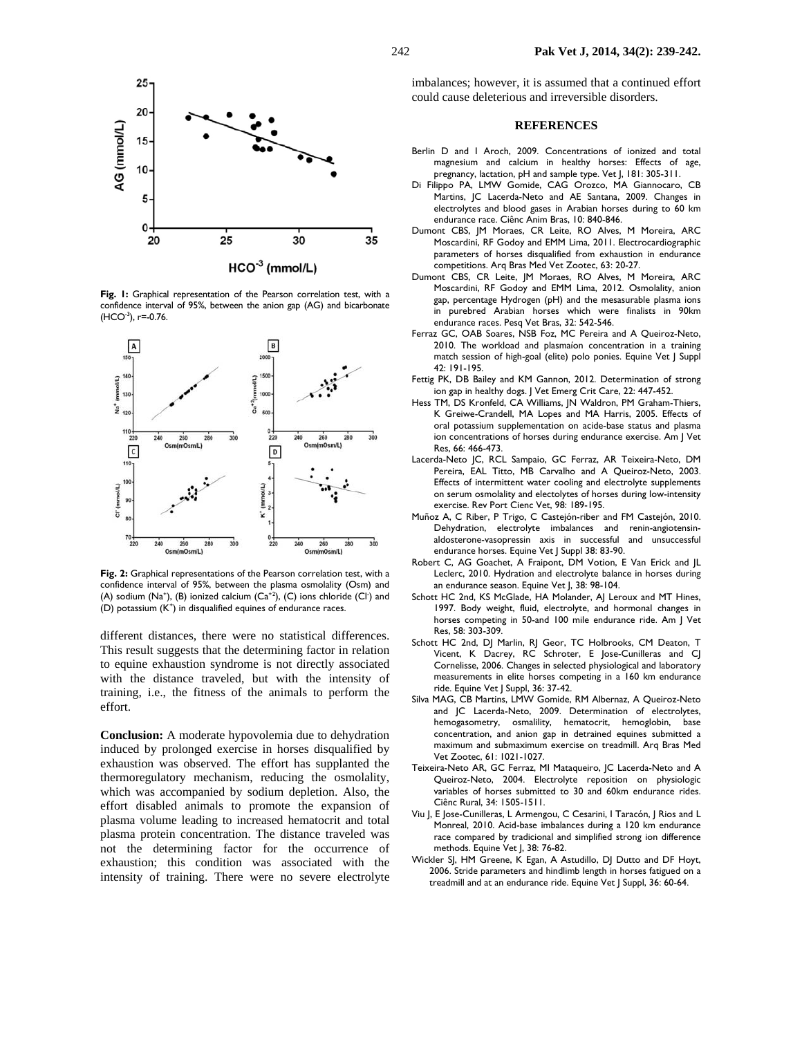25
20
15
10
5
0
AG (mmol/L)
20
25
30
35
$HCO^{-3}$ (mmol/L)

**Fig. 1:** Graphical representation of the Pearson correlation test, with a confidence interval of 95%, between the anion gap (AG) and bicarbonate ($HCO^{-3}$), r=-0.76.

A
B
C
D
$Na^+$ (mmol/L)
$Ca^{+2}$ (mmol/L)
$Cl^-$ (mmol/L)
$K^+$ (mmol/L)
Osm(mOsm/L)

**Fig. 2:** Graphical representations of the Pearson correlation test, with a confidence interval of 95%, between the plasma osmolality (Osm) and (A) sodium ($Na^+$), (B) ionized calcium ($Ca^{+2}$), (C) ions chloride ($Cl^-$) and (D) potassium ($K^+$) in disqualified equines of endurance races.

different distances, there were no statistical differences. This result suggests that the determining factor in relation to equine exhaustion syndrome is not directly associated with the distance traveled, but with the intensity of training, i.e., the fitness of the animals to perform the effort.

**Conclusion:** A moderate hypovolemia due to dehydration induced by prolonged exercise in horses disqualified by exhaustion was observed. The effort has supplanted the thermoregulatory mechanism, reducing the osmolality, which was accompanied by sodium depletion. Also, the effort disabled animals to promote the expansion of plasma volume leading to increased hematocrit and total plasma protein concentration. The distance traveled was not the determining factor for the occurrence of exhaustion; this condition was associated with the intensity of training. There were no severe electrolyte imbalances; however, it is assumed that a continued effort could cause deleterious and irreversible disorders.

## REFERENCES

Berlin D and I Aroch, 2009. Concentrations of ionized and total magnesium and calcium in healthy horses: Effects of age, pregnancy, lactation, pH and sample type. Vet J, 181: 305-311.

Di Filippo PA, LMW Gomide, CAG Orozco, MA Giannocaro, CB Martins, JC Lacerda-Neto and AE Santana, 2009. Changes in electrolytes and blood gases in Arabian horses during to 60 km endurance race. Ciênc Anim Bras, 10: 840-846.

Dumont CBS, JM Moraes, CR Leite, RO Alves, M Moreira, ARC Moscardini, RF Godoy and EMM Lima, 2011. Electrocardiographic parameters of horses disqualified from exhaustion in endurance competitions. Arq Bras Med Vet Zootec, 63: 20-27.

Dumont CBS, CR Leite, JM Moraes, RO Alves, M Moreira, ARC Moscardini, RF Godoy and EMM Lima, 2012. Osmolality, anion gap, percentage Hydrogen (pH) and the mesasurable plasma ions in purebred Arabian horses which were finalists in 90km endurance races. Pesq Vet Bras, 32: 542-546.

Ferraz GC, OAB Soares, NSB Foz, MC Pereira and A Queiroz-Neto, 2010. The workload and plasmaíon concentration in a training match session of high-goal (elite) polo ponies. Equine Vet J Suppl 42: 191-195.

Fettig PK, DB Bailey and KM Gannon, 2012. Determination of strong ion gap in healthy dogs. J Vet Emerg Crit Care, 22: 447-452.

Hess TM, DS Kronfeld, CA Williams, JN Waldron, PM Graham-Thiers, K Greiwe-Crandell, MA Lopes and MA Harris, 2005. Effects of oral potassium supplementation on acide-base status and plasma ion concentrations of horses during endurance exercise. Am J Vet Res, 66: 466-473.

Lacerda-Neto JC, RCL Sampaio, GC Ferraz, AR Teixeira-Neto, DM Pereira, EAL Titto, MB Carvalho and A Queiroz-Neto, 2003. Effects of intermittent water cooling and electrolyte supplements on serum osmolality and electolytes of horses during low-intensity exercise. Rev Port Cienc Vet, 98: 189-195.

Muñoz A, C Riber, P Trigo, C Castejón-riber and FM Castejón, 2010. Dehydration, electrolyte imbalances and renin-angiotensin-aldosterone-vasopressin axis in successful and unsuccessful endurance horses. Equine Vet J Suppl 38: 83-90.

Robert C, AG Goachet, A Fraipont, DM Votion, E Van Erick and JL Leclerc, 2010. Hydration and electrolyte balance in horses during an endurance season. Equine Vet J, 38: 98-104.

Schott HC 2nd, KS McGlade, HA Molander, AJ Leroux and MT Hines, 1997. Body weight, fluid, electrolyte, and hormonal changes in horses competing in 50-and 100 mile endurance ride. Am J Vet Res, 58: 303-309.

Schott HC 2nd, DJ Marlin, RJ Geor, TC Holbrooks, CM Deaton, T Vicent, K Dacrey, RC Schroter, E Jose-Cunilleras and CJ Cornelisse, 2006. Changes in selected physiological and laboratory measurements in elite horses competing in a 160 km endurance ride. Equine Vet J Suppl, 36: 37-42.

Silva MAG, CB Martins, LMW Gomide, RM Albernaz, A Queiroz-Neto and JC Lacerda-Neto, 2009. Determination of electrolytes, hemogasometry, osmalility, hematocrit, hemoglobin, base concentration, and anion gap in detrained equines submitted a maximum and submaximum exercise on treadmill. Arq Bras Med Vet Zootec, 61: 1021-1027.

Teixeira-Neto AR, GC Ferraz, MI Mataqueiro, JC Lacerda-Neto and A Queiroz-Neto, 2004. Electrolyte reposition on physiologic variables of horses submitted to 30 and 60km endurance rides. Ciênc Rural, 34: 1505-1511.

Viu J, E Jose-Cunilleras, L Armengou, C Cesarini, I Taracón, J Rios and L Monreal, 2010. Acid-base imbalances during a 120 km endurance race compared by tradicional and simplified strong ion difference methods. Equine Vet J, 38: 76-82.

Wickler SJ, HM Greene, K Egan, A Astudillo, DJ Dutto and DF Hoyt, 2006. Stride parameters and hindlimb length in horses fatigued on a treadmill and at an endurance ride. Equine Vet J Suppl, 36: 60-64.